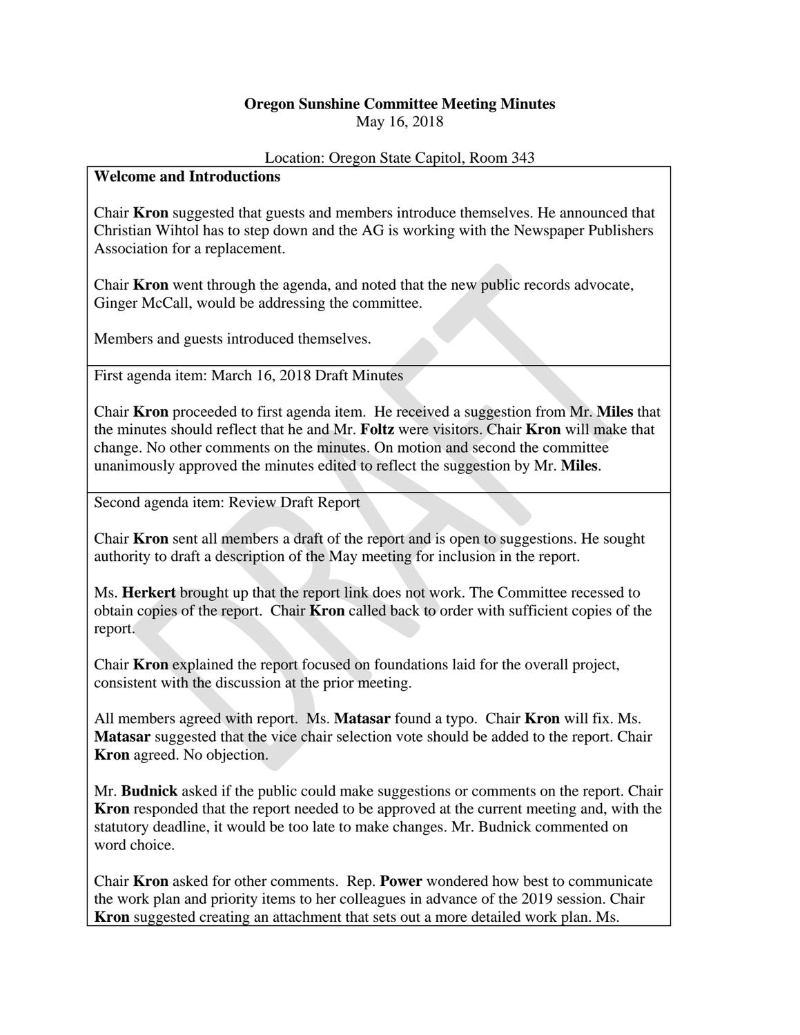# Oregon Sunshine Committee Meeting Minutes

May 16, 2018

Location: Oregon State Capitol, Room 343

**Welcome and Introductions**

Chair **Kron** suggested that guests and members introduce themselves. He announced that Christian Wihtol has to step down and the AG is working with the Newspaper Publishers Association for a replacement.

Chair **Kron** went through the agenda, and noted that the new public records advocate, Ginger McCall, would be addressing the committee.

Members and guests introduced themselves.

First agenda item: March 16, 2018 Draft Minutes

Chair **Kron** proceeded to first agenda item. He received a suggestion from Mr. **Miles** that the minutes should reflect that he and Mr. **Foltz** were visitors. Chair **Kron** will make that change. No other comments on the minutes. On motion and second the committee unanimously approved the minutes edited to reflect the suggestion by Mr. **Miles**.

Second agenda item: Review Draft Report

Chair **Kron** sent all members a draft of the report and is open to suggestions. He sought authority to draft a description of the May meeting for inclusion in the report.

Ms. **Herkert** brought up that the report link does not work. The Committee recessed to obtain copies of the report. Chair **Kron** called back to order with sufficient copies of the report.

Chair **Kron** explained the report focused on foundations laid for the overall project, consistent with the discussion at the prior meeting.

All members agreed with report. Ms. **Matasar** found a typo. Chair **Kron** will fix. Ms. **Matasar** suggested that the vice chair selection vote should be added to the report. Chair **Kron** agreed. No objection.

Mr. **Budnick** asked if the public could make suggestions or comments on the report. Chair **Kron** responded that the report needed to be approved at the current meeting and, with the statutory deadline, it would be too late to make changes. Mr. Budnick commented on word choice.

Chair **Kron** asked for other comments. Rep. **Power** wondered how best to communicate the work plan and priority items to her colleagues in advance of the 2019 session. Chair **Kron** suggested creating an attachment that sets out a more detailed work plan. Ms.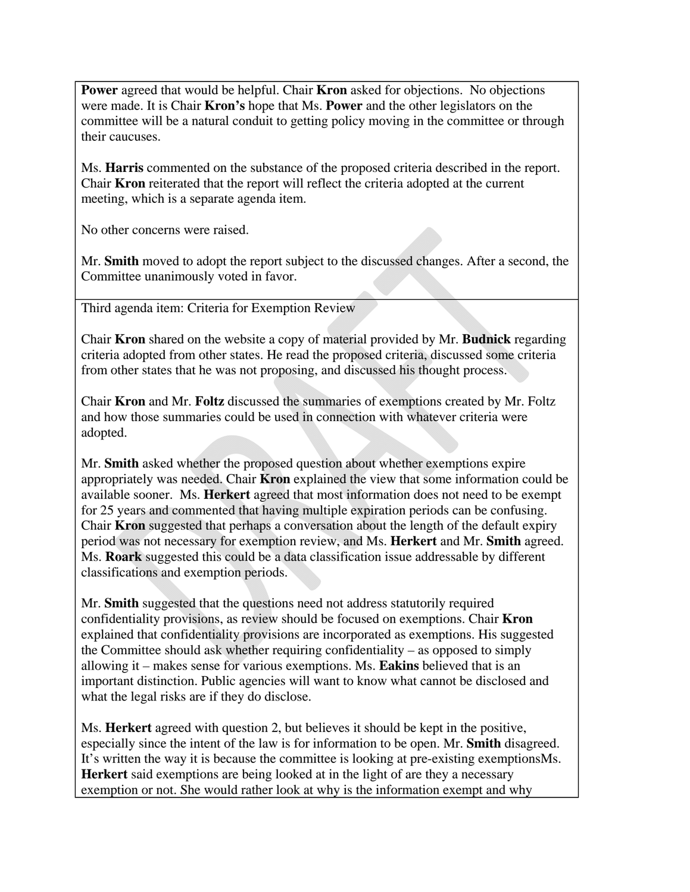**Power** agreed that would be helpful. Chair **Kron** asked for objections. No objections were made. It is Chair **Kron's** hope that Ms. **Power** and the other legislators on the committee will be a natural conduit to getting policy moving in the committee or through their caucuses.

Ms. **Harris** commented on the substance of the proposed criteria described in the report. Chair **Kron** reiterated that the report will reflect the criteria adopted at the current meeting, which is a separate agenda item.

No other concerns were raised.

Mr. **Smith** moved to adopt the report subject to the discussed changes. After a second, the Committee unanimously voted in favor.

Third agenda item: Criteria for Exemption Review

Chair **Kron** shared on the website a copy of material provided by Mr. **Budnick** regarding criteria adopted from other states. He read the proposed criteria, discussed some criteria from other states that he was not proposing, and discussed his thought process.

Chair **Kron** and Mr. **Foltz** discussed the summaries of exemptions created by Mr. Foltz and how those summaries could be used in connection with whatever criteria were adopted.

Mr. **Smith** asked whether the proposed question about whether exemptions expire appropriately was needed. Chair **Kron** explained the view that some information could be available sooner. Ms. **Herkert** agreed that most information does not need to be exempt for 25 years and commented that having multiple expiration periods can be confusing. Chair **Kron** suggested that perhaps a conversation about the length of the default expiry period was not necessary for exemption review, and Ms. **Herkert** and Mr. **Smith** agreed. Ms. **Roark** suggested this could be a data classification issue addressable by different classifications and exemption periods.

Mr. **Smith** suggested that the questions need not address statutorily required confidentiality provisions, as review should be focused on exemptions. Chair **Kron** explained that confidentiality provisions are incorporated as exemptions. His suggested the Committee should ask whether requiring confidentiality – as opposed to simply allowing it – makes sense for various exemptions. Ms. **Eakins** believed that is an important distinction. Public agencies will want to know what cannot be disclosed and what the legal risks are if they do disclose.

Ms. **Herkert** agreed with question 2, but believes it should be kept in the positive, especially since the intent of the law is for information to be open. Mr. **Smith** disagreed. It's written the way it is because the committee is looking at pre-existing exemptionsMs. **Herkert** said exemptions are being looked at in the light of are they a necessary exemption or not. She would rather look at why is the information exempt and why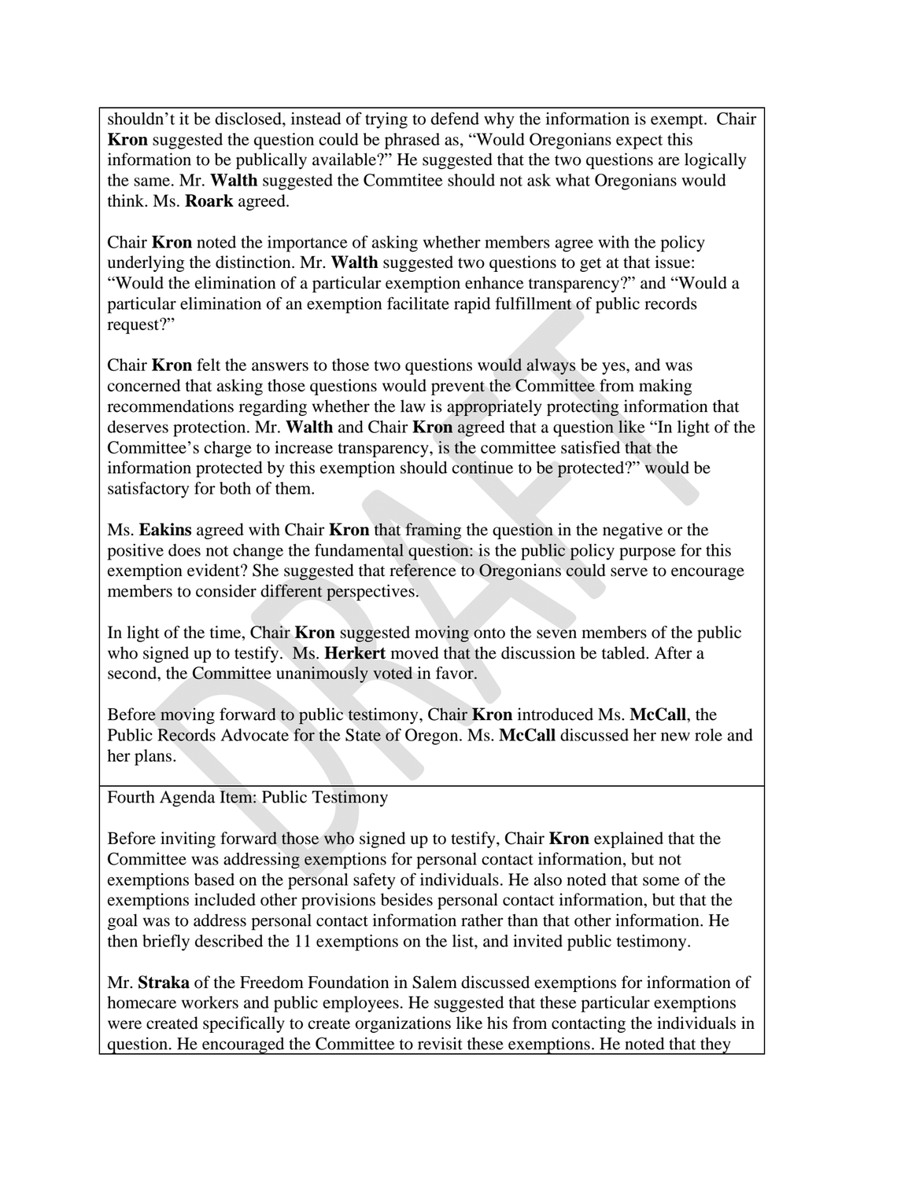shouldn't it be disclosed, instead of trying to defend why the information is exempt. Chair **Kron** suggested the question could be phrased as, "Would Oregonians expect this information to be publically available?" He suggested that the two questions are logically the same. Mr. **Walth** suggested the Commtitee should not ask what Oregonians would think. Ms. **Roark** agreed.

Chair **Kron** noted the importance of asking whether members agree with the policy underlying the distinction. Mr. **Walth** suggested two questions to get at that issue: "Would the elimination of a particular exemption enhance transparency?" and "Would a particular elimination of an exemption facilitate rapid fulfillment of public records request?"

Chair **Kron** felt the answers to those two questions would always be yes, and was concerned that asking those questions would prevent the Committee from making recommendations regarding whether the law is appropriately protecting information that deserves protection. Mr. **Walth** and Chair **Kron** agreed that a question like "In light of the Committee's charge to increase transparency, is the committee satisfied that the information protected by this exemption should continue to be protected?" would be satisfactory for both of them.

Ms. **Eakins** agreed with Chair **Kron** that framing the question in the negative or the positive does not change the fundamental question: is the public policy purpose for this exemption evident? She suggested that reference to Oregonians could serve to encourage members to consider different perspectives.

In light of the time, Chair **Kron** suggested moving onto the seven members of the public who signed up to testify. Ms. **Herkert** moved that the discussion be tabled. After a second, the Committee unanimously voted in favor.

Before moving forward to public testimony, Chair **Kron** introduced Ms. **McCall**, the Public Records Advocate for the State of Oregon. Ms. **McCall** discussed her new role and her plans.

Fourth Agenda Item: Public Testimony

Before inviting forward those who signed up to testify, Chair **Kron** explained that the Committee was addressing exemptions for personal contact information, but not exemptions based on the personal safety of individuals. He also noted that some of the exemptions included other provisions besides personal contact information, but that the goal was to address personal contact information rather than that other information. He then briefly described the 11 exemptions on the list, and invited public testimony.

Mr. **Straka** of the Freedom Foundation in Salem discussed exemptions for information of homecare workers and public employees. He suggested that these particular exemptions were created specifically to create organizations like his from contacting the individuals in question. He encouraged the Committee to revisit these exemptions. He noted that they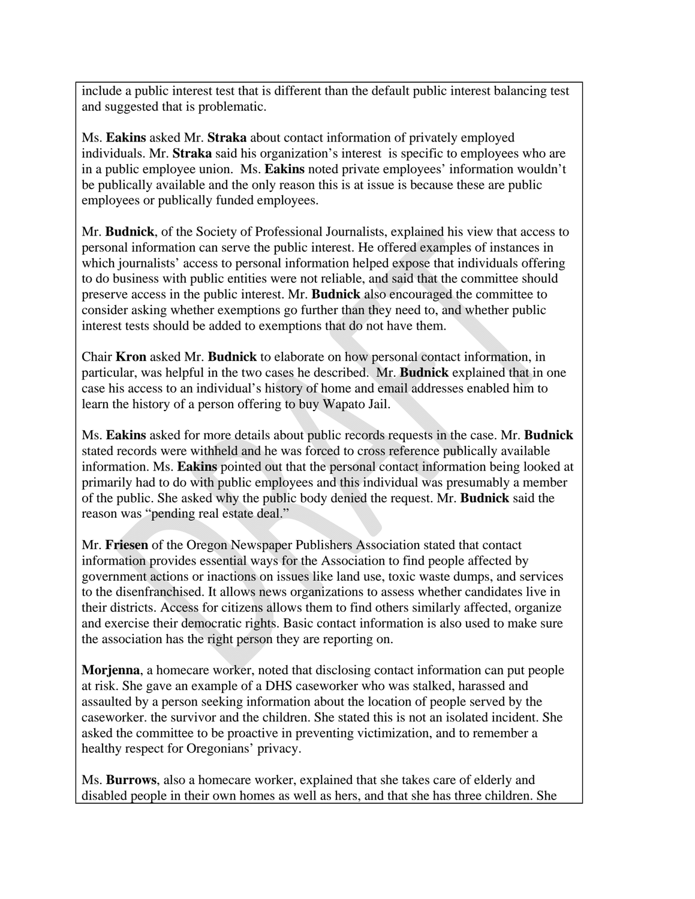include a public interest test that is different than the default public interest balancing test and suggested that is problematic.

Ms. **Eakins** asked Mr. **Straka** about contact information of privately employed individuals. Mr. **Straka** said his organization's interest is specific to employees who are in a public employee union. Ms. **Eakins** noted private employees' information wouldn't be publically available and the only reason this is at issue is because these are public employees or publically funded employees.

Mr. **Budnick**, of the Society of Professional Journalists, explained his view that access to personal information can serve the public interest. He offered examples of instances in which journalists' access to personal information helped expose that individuals offering to do business with public entities were not reliable, and said that the committee should preserve access in the public interest. Mr. **Budnick** also encouraged the committee to consider asking whether exemptions go further than they need to, and whether public interest tests should be added to exemptions that do not have them.

Chair **Kron** asked Mr. **Budnick** to elaborate on how personal contact information, in particular, was helpful in the two cases he described. Mr. **Budnick** explained that in one case his access to an individual's history of home and email addresses enabled him to learn the history of a person offering to buy Wapato Jail.

Ms. **Eakins** asked for more details about public records requests in the case. Mr. **Budnick** stated records were withheld and he was forced to cross reference publically available information. Ms. **Eakins** pointed out that the personal contact information being looked at primarily had to do with public employees and this individual was presumably a member of the public. She asked why the public body denied the request. Mr. **Budnick** said the reason was "pending real estate deal."

Mr. **Friesen** of the Oregon Newspaper Publishers Association stated that contact information provides essential ways for the Association to find people affected by government actions or inactions on issues like land use, toxic waste dumps, and services to the disenfranchised. It allows news organizations to assess whether candidates live in their districts. Access for citizens allows them to find others similarly affected, organize and exercise their democratic rights. Basic contact information is also used to make sure the association has the right person they are reporting on.

**Morjenna**, a homecare worker, noted that disclosing contact information can put people at risk. She gave an example of a DHS caseworker who was stalked, harassed and assaulted by a person seeking information about the location of people served by the caseworker. the survivor and the children. She stated this is not an isolated incident. She asked the committee to be proactive in preventing victimization, and to remember a healthy respect for Oregonians' privacy.

Ms. **Burrows**, also a homecare worker, explained that she takes care of elderly and disabled people in their own homes as well as hers, and that she has three children. She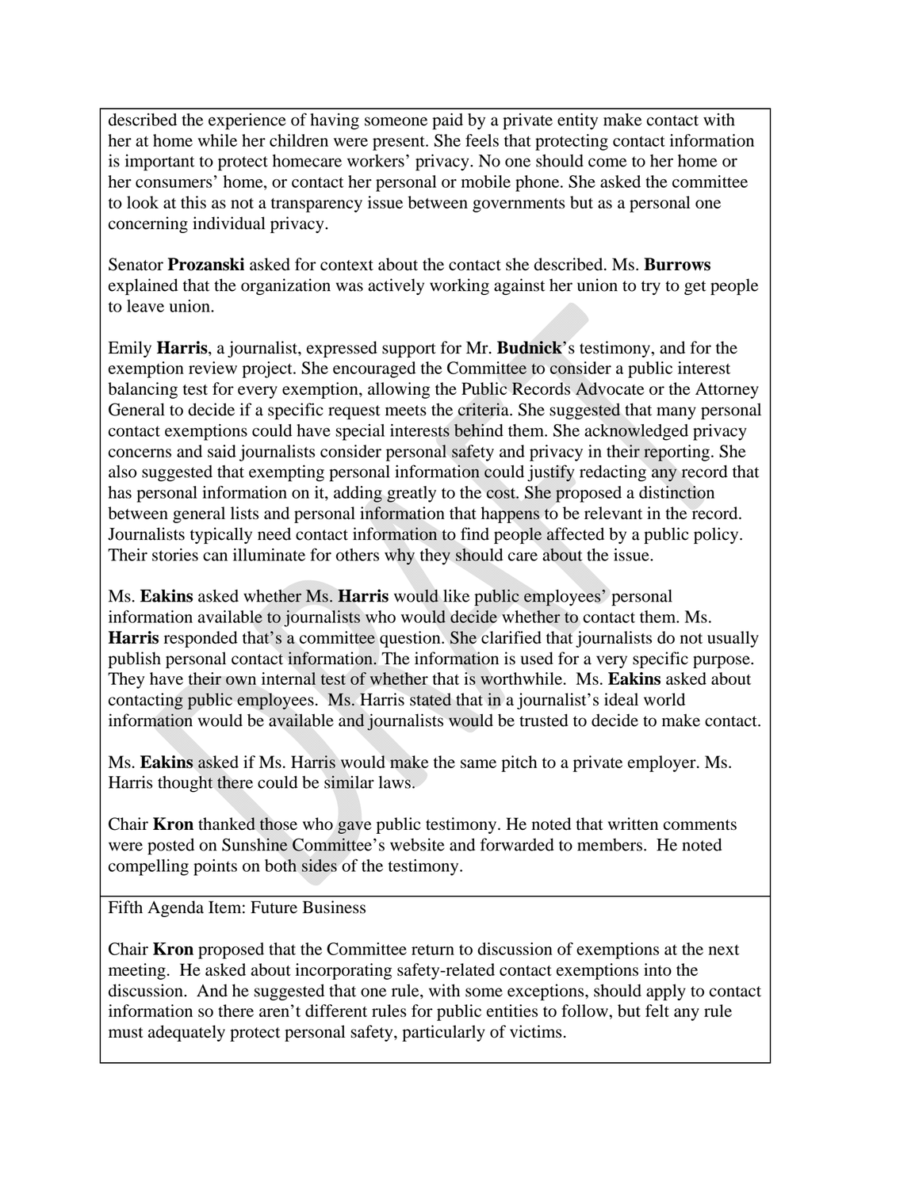described the experience of having someone paid by a private entity make contact with her at home while her children were present. She feels that protecting contact information is important to protect homecare workers' privacy. No one should come to her home or her consumers' home, or contact her personal or mobile phone. She asked the committee to look at this as not a transparency issue between governments but as a personal one concerning individual privacy.

Senator **Prozanski** asked for context about the contact she described. Ms. **Burrows** explained that the organization was actively working against her union to try to get people to leave union.

Emily **Harris**, a journalist, expressed support for Mr. **Budnick**'s testimony, and for the exemption review project. She encouraged the Committee to consider a public interest balancing test for every exemption, allowing the Public Records Advocate or the Attorney General to decide if a specific request meets the criteria. She suggested that many personal contact exemptions could have special interests behind them. She acknowledged privacy concerns and said journalists consider personal safety and privacy in their reporting. She also suggested that exempting personal information could justify redacting any record that has personal information on it, adding greatly to the cost. She proposed a distinction between general lists and personal information that happens to be relevant in the record. Journalists typically need contact information to find people affected by a public policy. Their stories can illuminate for others why they should care about the issue.

Ms. **Eakins** asked whether Ms. **Harris** would like public employees' personal information available to journalists who would decide whether to contact them. Ms. **Harris** responded that's a committee question. She clarified that journalists do not usually publish personal contact information. The information is used for a very specific purpose. They have their own internal test of whether that is worthwhile. Ms. **Eakins** asked about contacting public employees. Ms. Harris stated that in a journalist's ideal world information would be available and journalists would be trusted to decide to make contact.

Ms. **Eakins** asked if Ms. Harris would make the same pitch to a private employer. Ms. Harris thought there could be similar laws.

Chair **Kron** thanked those who gave public testimony. He noted that written comments were posted on Sunshine Committee's website and forwarded to members. He noted compelling points on both sides of the testimony.

Fifth Agenda Item: Future Business

Chair **Kron** proposed that the Committee return to discussion of exemptions at the next meeting. He asked about incorporating safety-related contact exemptions into the discussion. And he suggested that one rule, with some exceptions, should apply to contact information so there aren't different rules for public entities to follow, but felt any rule must adequately protect personal safety, particularly of victims.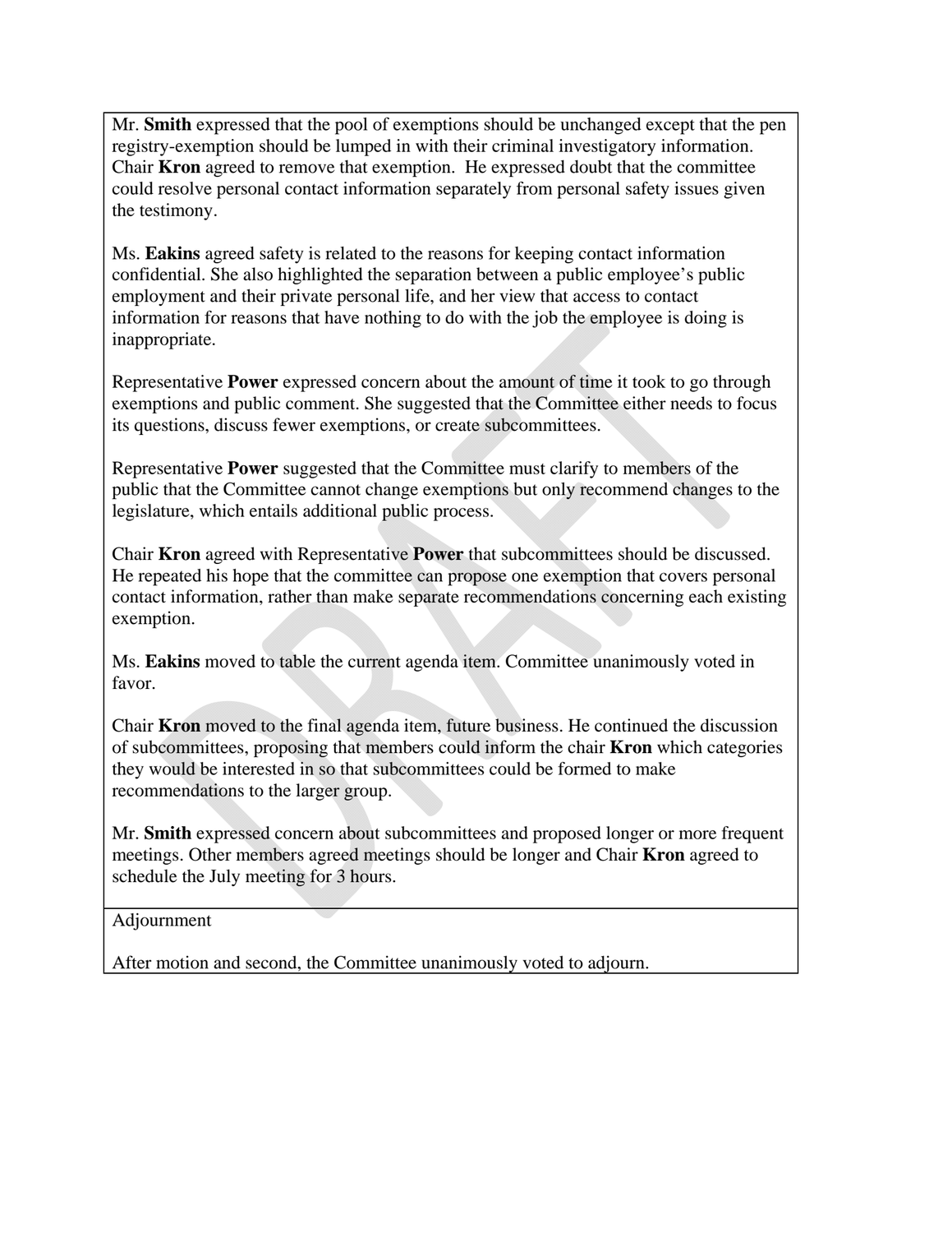Mr. **Smith** expressed that the pool of exemptions should be unchanged except that the pen registry-exemption should be lumped in with their criminal investigatory information. Chair **Kron** agreed to remove that exemption. He expressed doubt that the committee could resolve personal contact information separately from personal safety issues given the testimony.

Ms. **Eakins** agreed safety is related to the reasons for keeping contact information confidential. She also highlighted the separation between a public employee's public employment and their private personal life, and her view that access to contact information for reasons that have nothing to do with the job the employee is doing is inappropriate.

Representative **Power** expressed concern about the amount of time it took to go through exemptions and public comment. She suggested that the Committee either needs to focus its questions, discuss fewer exemptions, or create subcommittees.

Representative **Power** suggested that the Committee must clarify to members of the public that the Committee cannot change exemptions but only recommend changes to the legislature, which entails additional public process.

Chair **Kron** agreed with Representative **Power** that subcommittees should be discussed. He repeated his hope that the committee can propose one exemption that covers personal contact information, rather than make separate recommendations concerning each existing exemption.

Ms. **Eakins** moved to table the current agenda item. Committee unanimously voted in favor.

Chair **Kron** moved to the final agenda item, future business. He continued the discussion of subcommittees, proposing that members could inform the chair **Kron** which categories they would be interested in so that subcommittees could be formed to make recommendations to the larger group.

Mr. **Smith** expressed concern about subcommittees and proposed longer or more frequent meetings. Other members agreed meetings should be longer and Chair **Kron** agreed to schedule the July meeting for 3 hours.

Adjournment

After motion and second, the Committee unanimously voted to adjourn.